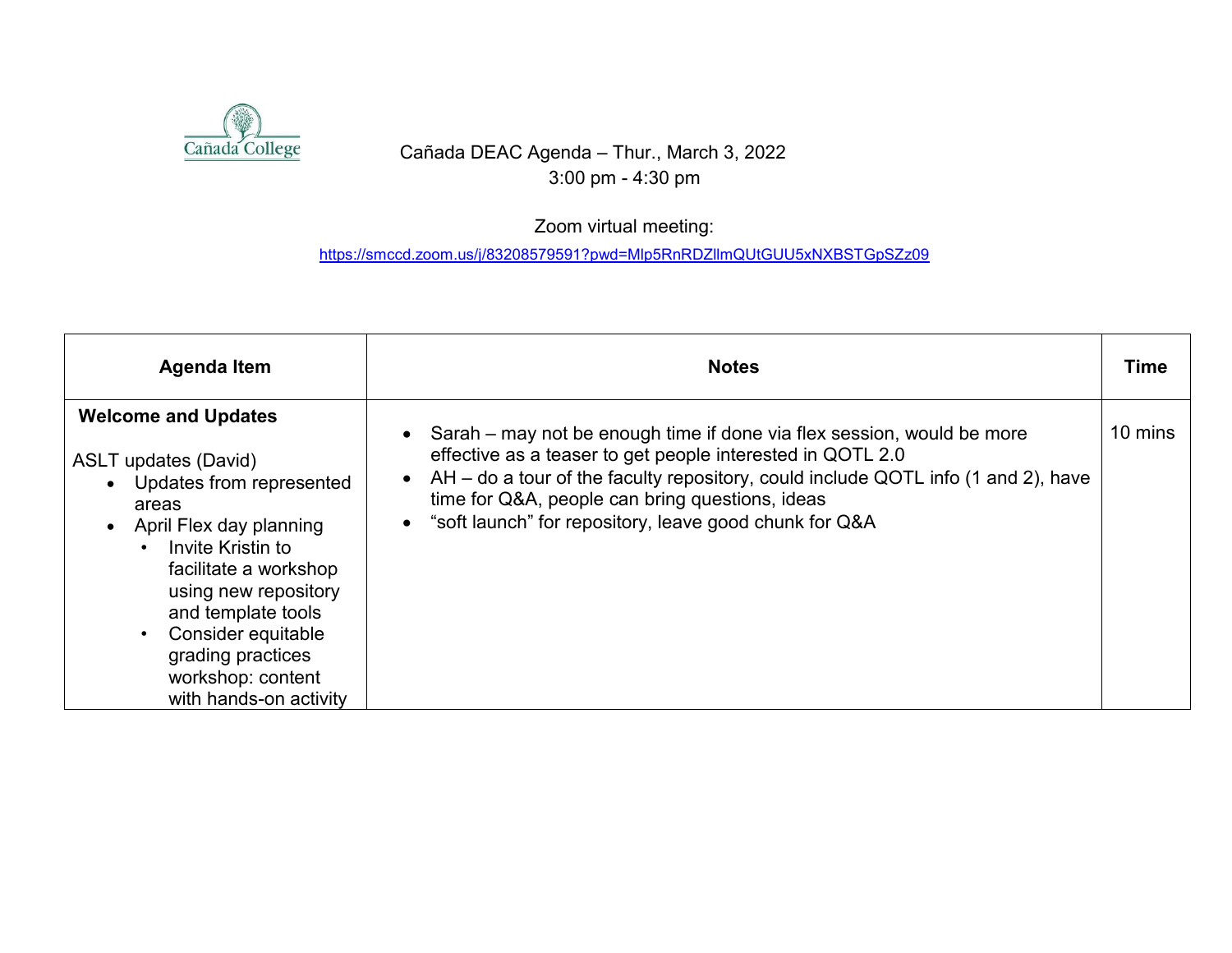Cañada DEAC Agenda – Thur., March 3, 2022
3:00 pm - 4:30 pm

Zoom virtual meeting:
https://smccd.zoom.us/j/83208579591?pwd=Mlp5RnRDZllmQUtGUU5xNXBSTGpSZz09

| Agenda Item | Notes | Time |
| --- | --- | --- |
| **Welcome and Updates**<br><br>ASLT updates (David)<br>• Updates from represented areas<br>• April Flex day planning<br>  ◦ Invite Kristin to facilitate a workshop using new repository and template tools<br>  ◦ Consider equitable grading practices workshop: content with hands-on activity | • Sarah – may not be enough time if done via flex session, would be more effective as a teaser to get people interested in QOTL 2.0<br>• AH – do a tour of the faculty repository, could include QOTL info (1 and 2), have time for Q&A, people can bring questions, ideas<br>• “soft launch” for repository, leave good chunk for Q&A | 10 mins |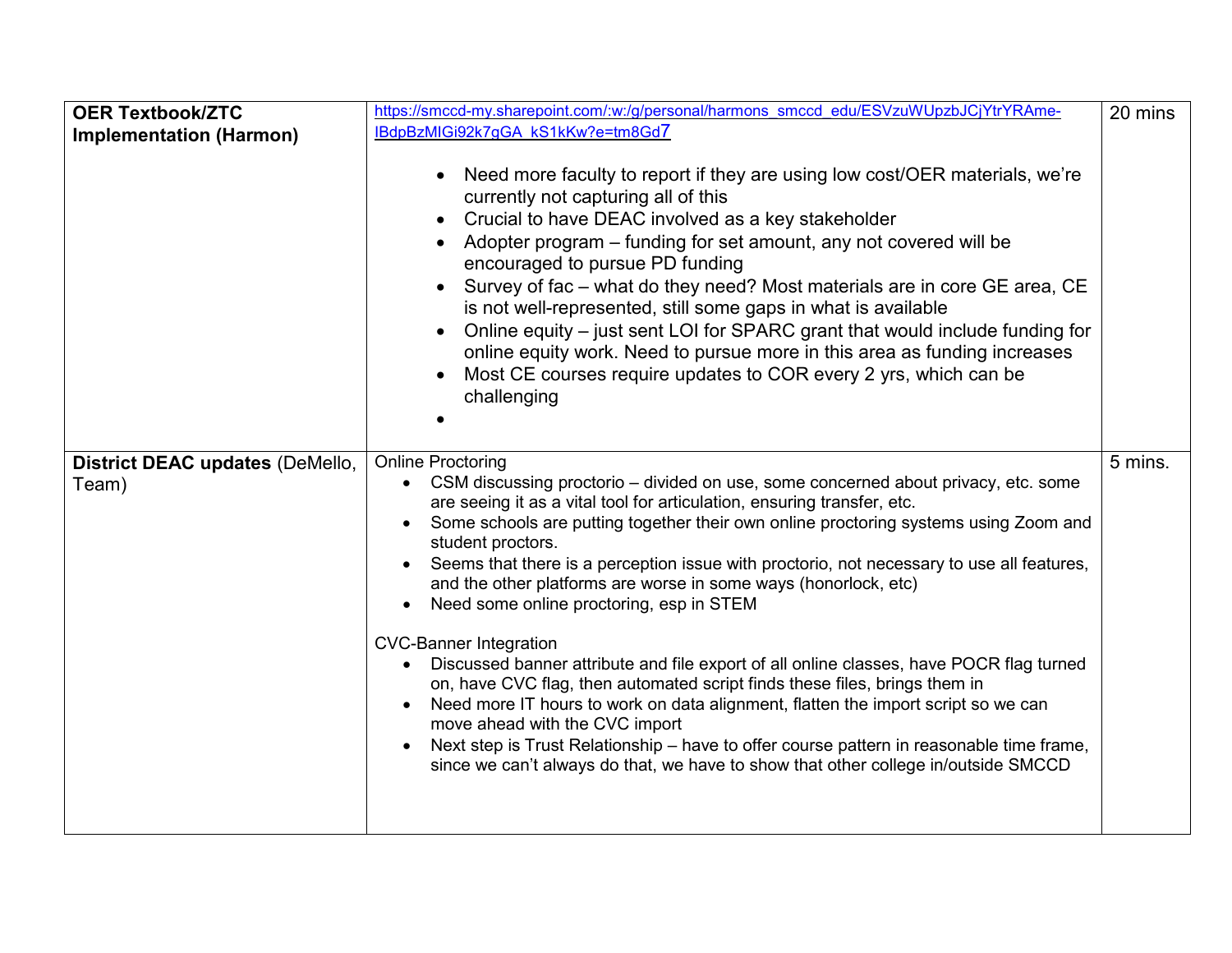| | | |
|---|---|---|
| **OER Textbook/ZTC Implementation (Harmon)** | https://smccd-my.sharepoint.com/:w:/g/personal/harmons_smccd_edu/ESVzuWUpzbJCjYtrYRAme-IBdpBzMIGi92k7gGA_kS1kKw?e=tm8Gd7<br><br>• Need more faculty to report if they are using low cost/OER materials, we're currently not capturing all of this<br>• Crucial to have DEAC involved as a key stakeholder<br>• Adopter program – funding for set amount, any not covered will be encouraged to pursue PD funding<br>• Survey of fac – what do they need? Most materials are in core GE area, CE is not well-represented, still some gaps in what is available<br>• Online equity – just sent LOI for SPARC grant that would include funding for online equity work. Need to pursue more in this area as funding increases<br>• Most CE courses require updates to COR every 2 yrs, which can be challenging<br>• | 20 mins |
| **District DEAC updates** (DeMello, Team) | Online Proctoring<br>• CSM discussing proctorio – divided on use, some concerned about privacy, etc. some are seeing it as a vital tool for articulation, ensuring transfer, etc.<br>• Some schools are putting together their own online proctoring systems using Zoom and student proctors.<br>• Seems that there is a perception issue with proctorio, not necessary to use all features, and the other platforms are worse in some ways (honorlock, etc)<br>• Need some online proctoring, esp in STEM<br><br>CVC-Banner Integration<br>• Discussed banner attribute and file export of all online classes, have POCR flag turned on, have CVC flag, then automated script finds these files, brings them in<br>• Need more IT hours to work on data alignment, flatten the import script so we can move ahead with the CVC import<br>• Next step is Trust Relationship – have to offer course pattern in reasonable time frame, since we can't always do that, we have to show that other college in/outside SMCCD | 5 mins. |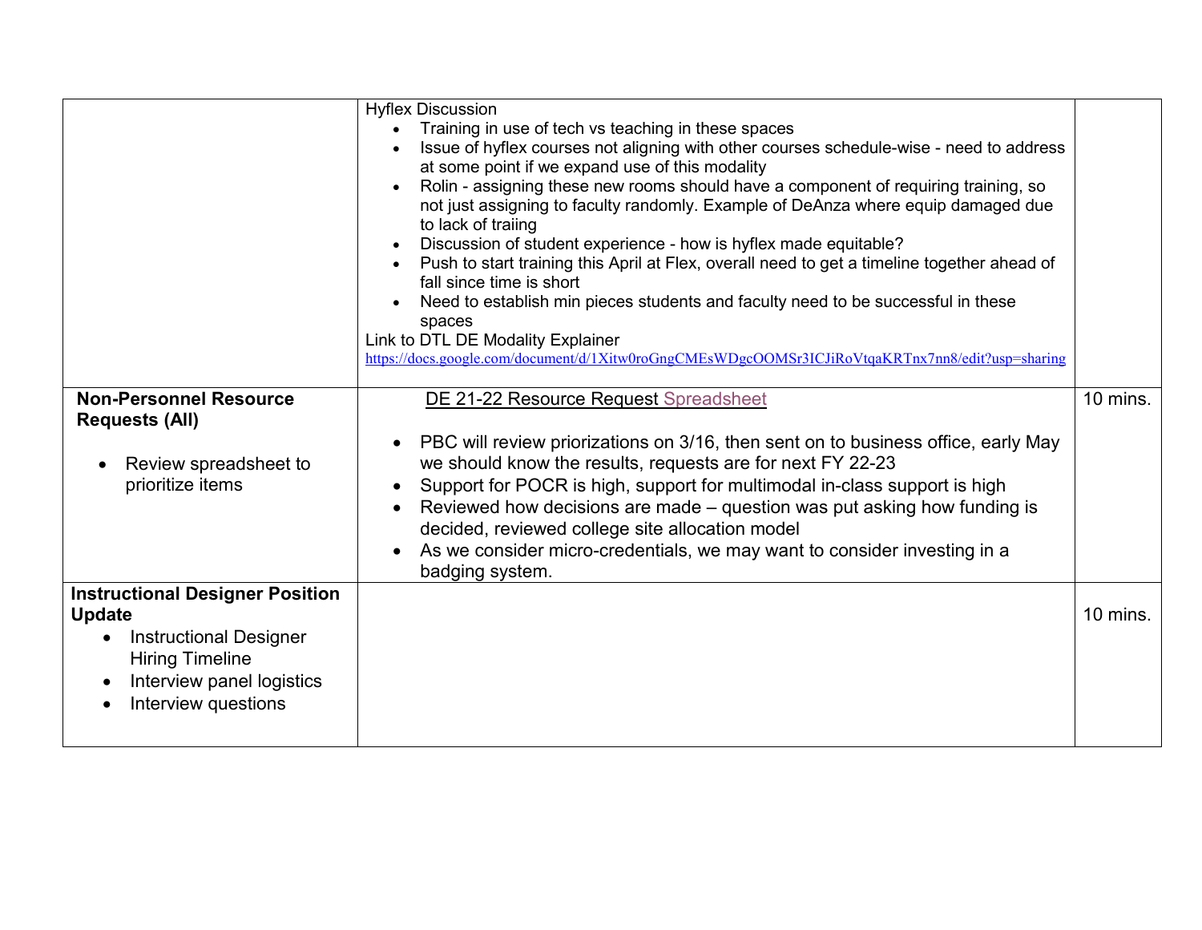| | | |
|---|---|---|
| | Hyflex Discussion<br>• Training in use of tech vs teaching in these spaces<br>• Issue of hyflex courses not aligning with other courses schedule-wise - need to address at some point if we expand use of this modality<br>• Rolin - assigning these new rooms should have a component of requiring training, so not just assigning to faculty randomly. Example of DeAnza where equip damaged due to lack of traiing<br>• Discussion of student experience - how is hyflex made equitable?<br>• Push to start training this April at Flex, overall need to get a timeline together ahead of fall since time is short<br>• Need to establish min pieces students and faculty need to be successful in these spaces<br>Link to DTL DE Modality Explainer<br>https://docs.google.com/document/d/1Xitw0roGngCMEsWDgcOOMSr3ICJiRoVtqaKRTnx7nn8/edit?usp=sharing | |
| **Non-Personnel Resource Requests (All)**<br>• Review spreadsheet to prioritize items | DE 21-22 Resource Request Spreadsheet<br>• PBC will review priorizations on 3/16, then sent on to business office, early May we should know the results, requests are for next FY 22-23<br>• Support for POCR is high, support for multimodal in-class support is high<br>• Reviewed how decisions are made – question was put asking how funding is decided, reviewed college site allocation model<br>• As we consider micro-credentials, we may want to consider investing in a badging system. | 10 mins. |
| **Instructional Designer Position Update**<br>• Instructional Designer Hiring Timeline<br>• Interview panel logistics<br>• Interview questions | | 10 mins. |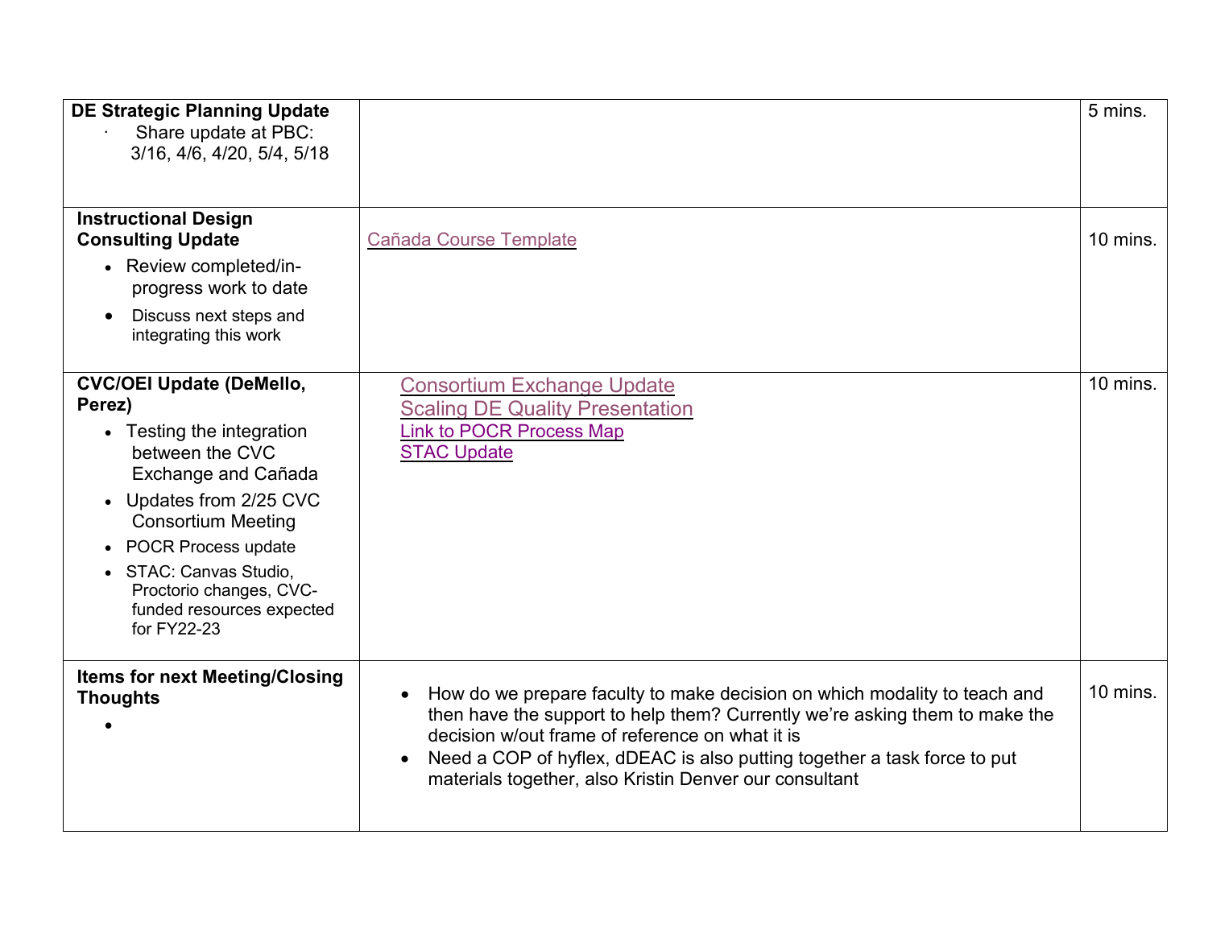| DE Strategic Planning Update<br>· Share update at PBC: 3/16, 4/6, 4/20, 5/4, 5/18 | | 5 mins. |
|---|---|---|
| **Instructional Design Consulting Update**<br>• Review completed/in-progress work to date<br>• Discuss next steps and integrating this work | Cañada Course Template | 10 mins. |
| **CVC/OEI Update (DeMello, Perez)**<br>• Testing the integration between the CVC Exchange and Cañada<br>• Updates from 2/25 CVC Consortium Meeting<br>• POCR Process update<br>• STAC: Canvas Studio, Proctorio changes, CVC-funded resources expected for FY22-23 | Consortium Exchange Update<br>Scaling DE Quality Presentation<br>Link to POCR Process Map<br>STAC Update | 10 mins. |
| **Items for next Meeting/Closing Thoughts**<br>• | • How do we prepare faculty to make decision on which modality to teach and then have the support to help them? Currently we're asking them to make the decision w/out frame of reference on what it is<br>• Need a COP of hyflex, dDEAC is also putting together a task force to put materials together, also Kristin Denver our consultant | 10 mins. |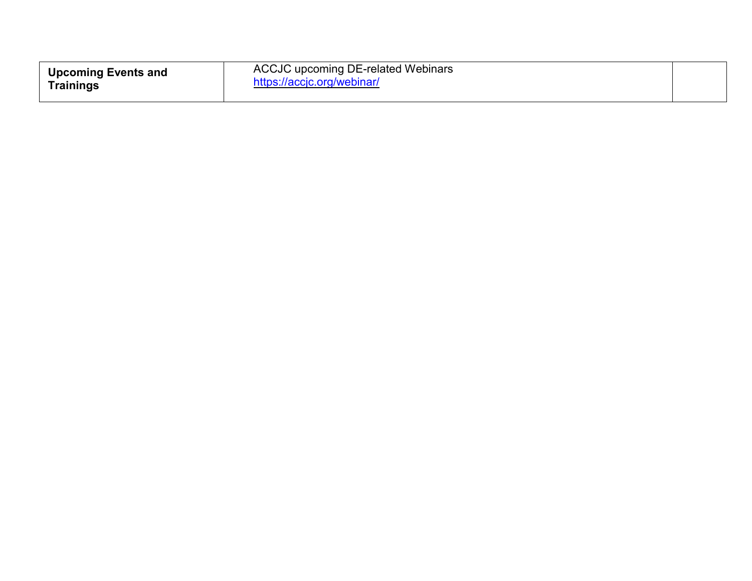| | | |
|---|---|---|
| **Upcoming Events and Trainings** | ACCJC upcoming DE-related Webinars [https://accjc.org/webinar/](https://accjc.org/webinar/) | |